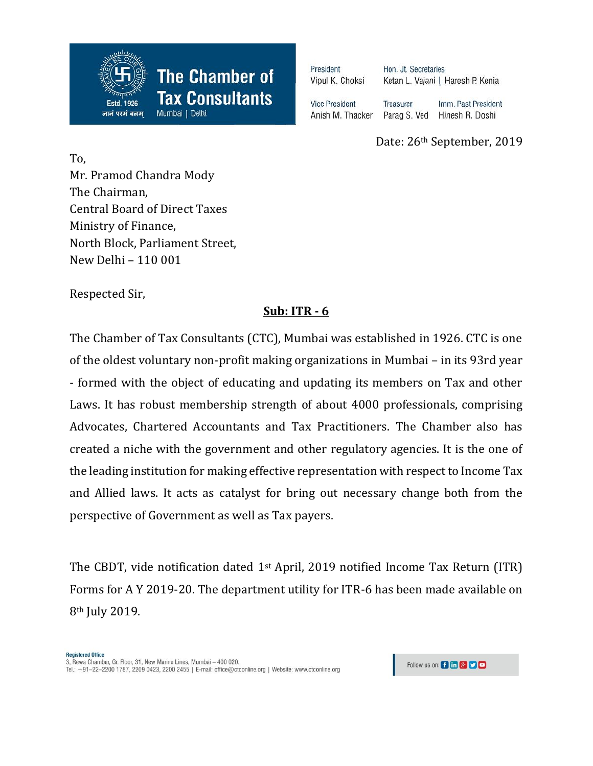**The Chamber of Tax Consultants**
Mumbai | Delhi
Estd. 1926
ज्ञानं परमं बलम्

President: Vipul K. Choksi
Hon. Jt. Secretaries: Ketan L. Vajani | Haresh P. Kenia
Vice President: Anish M. Thacker
Treasurer: Parag S. Ved
Imm. Past President: Hinesh R. Doshi

Date: 26th September, 2019

To,
Mr. Pramod Chandra Mody
The Chairman,
Central Board of Direct Taxes
Ministry of Finance,
North Block, Parliament Street,
New Delhi – 110 001

Respected Sir,

**Sub: ITR - 6**

The Chamber of Tax Consultants (CTC), Mumbai was established in 1926. CTC is one of the oldest voluntary non-profit making organizations in Mumbai – in its 93rd year - formed with the object of educating and updating its members on Tax and other Laws. It has robust membership strength of about 4000 professionals, comprising Advocates, Chartered Accountants and Tax Practitioners. The Chamber also has created a niche with the government and other regulatory agencies. It is the one of the leading institution for making effective representation with respect to Income Tax and Allied laws. It acts as catalyst for bring out necessary change both from the perspective of Government as well as Tax payers.

The CBDT, vide notification dated 1st April, 2019 notified Income Tax Return (ITR) Forms for A Y 2019-20. The department utility for ITR-6 has been made available on 8th July 2019.

**Registered Office**
3, Rewa Chamber, Gr. Floor, 31, New Marine Lines, Mumbai – 400 020.
Tel.: +91–22–2200 1787, 2209 0423, 2200 2455 | E-mail: office@ctconline.org | Website: www.ctconline.org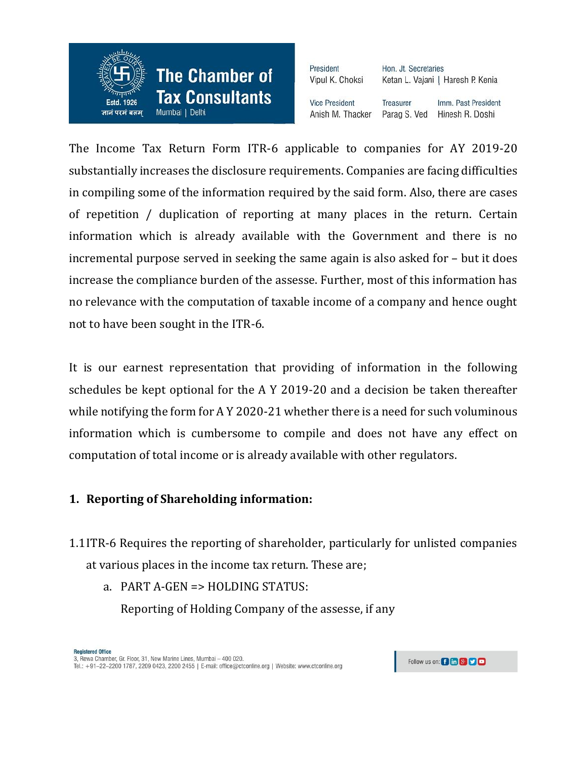The Income Tax Return Form ITR-6 applicable to companies for AY 2019-20 substantially increases the disclosure requirements. Companies are facing difficulties in compiling some of the information required by the said form. Also, there are cases of repetition / duplication of reporting at many places in the return. Certain information which is already available with the Government and there is no incremental purpose served in seeking the same again is also asked for – but it does increase the compliance burden of the assesse. Further, most of this information has no relevance with the computation of taxable income of a company and hence ought not to have been sought in the ITR-6.

It is our earnest representation that providing of information in the following schedules be kept optional for the A Y 2019-20 and a decision be taken thereafter while notifying the form for A Y 2020-21 whether there is a need for such voluminous information which is cumbersome to compile and does not have any effect on computation of total income or is already available with other regulators.

## 1. Reporting of Shareholding information:

1.1 ITR-6 Requires the reporting of shareholder, particularly for unlisted companies at various places in the income tax return. These are;

   a. PART A-GEN => HOLDING STATUS:

      Reporting of Holding Company of the assesse, if any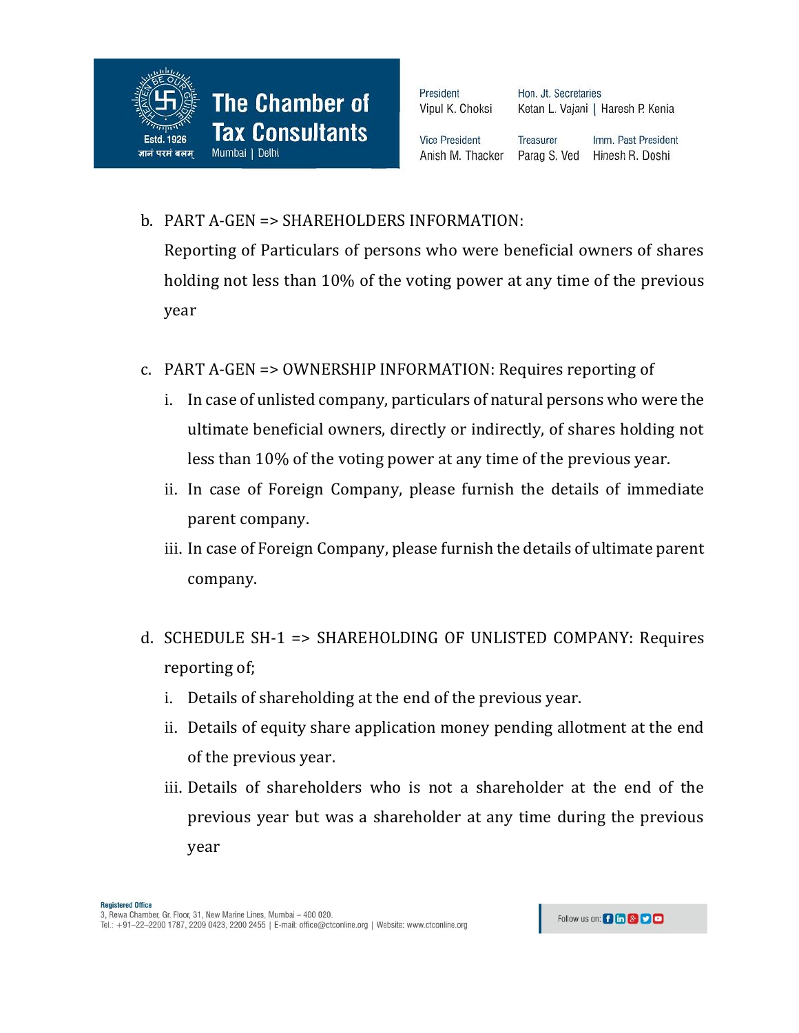b. PART A-GEN => SHAREHOLDERS INFORMATION:

   Reporting of Particulars of persons who were beneficial owners of shares holding not less than 10% of the voting power at any time of the previous year

c. PART A-GEN => OWNERSHIP INFORMATION: Requires reporting of

   i. In case of unlisted company, particulars of natural persons who were the ultimate beneficial owners, directly or indirectly, of shares holding not less than 10% of the voting power at any time of the previous year.
   ii. In case of Foreign Company, please furnish the details of immediate parent company.
   iii. In case of Foreign Company, please furnish the details of ultimate parent company.

d. SCHEDULE SH-1 => SHAREHOLDING OF UNLISTED COMPANY: Requires reporting of;

   i. Details of shareholding at the end of the previous year.
   ii. Details of equity share application money pending allotment at the end of the previous year.
   iii. Details of shareholders who is not a shareholder at the end of the previous year but was a shareholder at any time during the previous year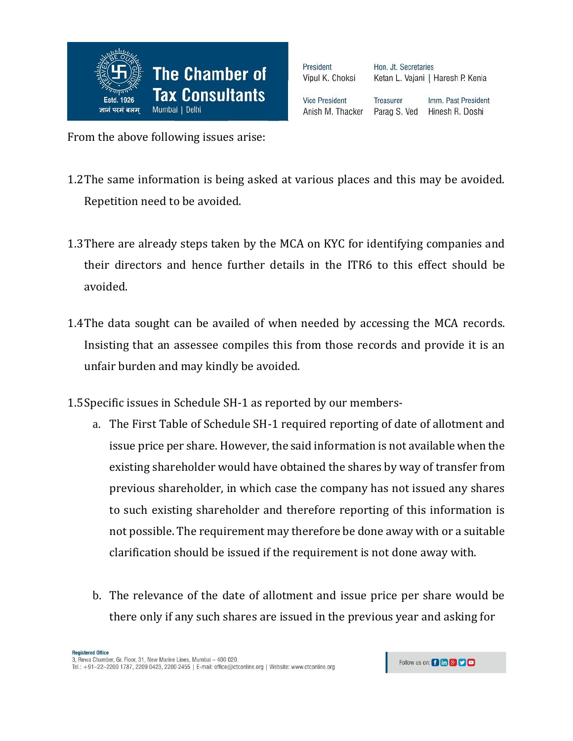From the above following issues arise:

1.2 The same information is being asked at various places and this may be avoided. Repetition need to be avoided.

1.3 There are already steps taken by the MCA on KYC for identifying companies and their directors and hence further details in the ITR6 to this effect should be avoided.

1.4 The data sought can be availed of when needed by accessing the MCA records. Insisting that an assessee compiles this from those records and provide it is an unfair burden and may kindly be avoided.

1.5 Specific issues in Schedule SH-1 as reported by our members-

a. The First Table of Schedule SH-1 required reporting of date of allotment and issue price per share. However, the said information is not available when the existing shareholder would have obtained the shares by way of transfer from previous shareholder, in which case the company has not issued any shares to such existing shareholder and therefore reporting of this information is not possible. The requirement may therefore be done away with or a suitable clarification should be issued if the requirement is not done away with.

b. The relevance of the date of allotment and issue price per share would be there only if any such shares are issued in the previous year and asking for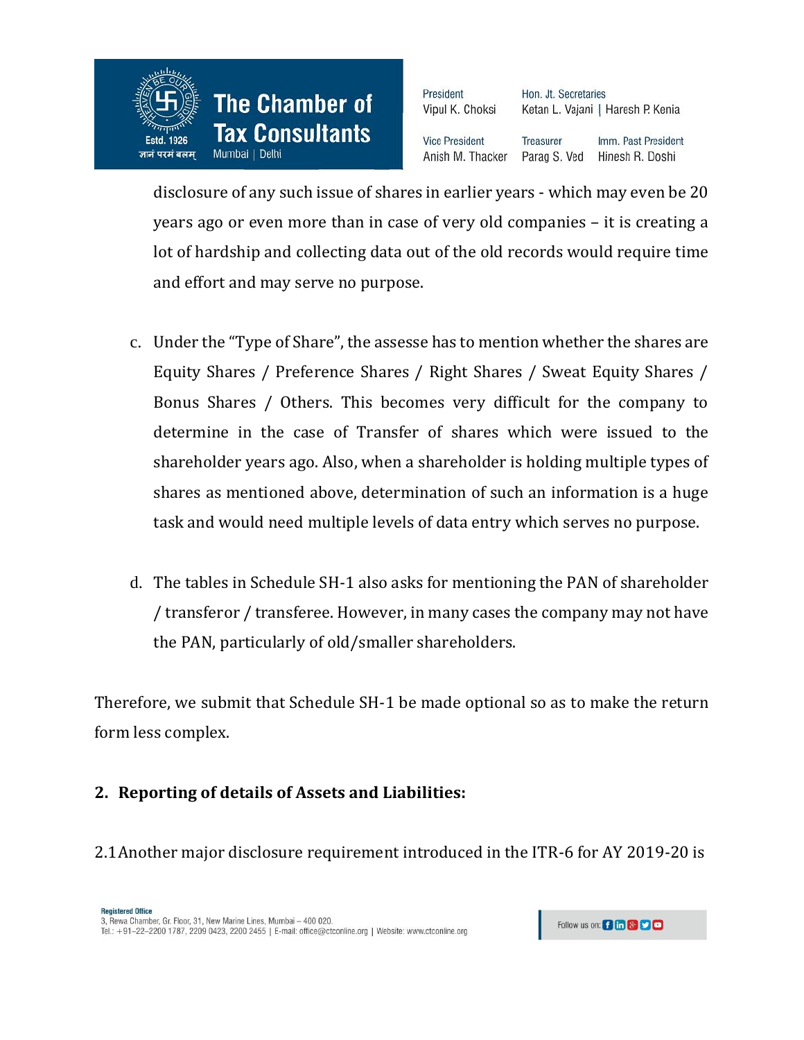disclosure of any such issue of shares in earlier years - which may even be 20 years ago or even more than in case of very old companies – it is creating a lot of hardship and collecting data out of the old records would require time and effort and may serve no purpose.

c. Under the "Type of Share", the assesse has to mention whether the shares are Equity Shares / Preference Shares / Right Shares / Sweat Equity Shares / Bonus Shares / Others. This becomes very difficult for the company to determine in the case of Transfer of shares which were issued to the shareholder years ago. Also, when a shareholder is holding multiple types of shares as mentioned above, determination of such an information is a huge task and would need multiple levels of data entry which serves no purpose.

d. The tables in Schedule SH-1 also asks for mentioning the PAN of shareholder / transferor / transferee. However, in many cases the company may not have the PAN, particularly of old/smaller shareholders.

Therefore, we submit that Schedule SH-1 be made optional so as to make the return form less complex.

## 2. Reporting of details of Assets and Liabilities:

2.1 Another major disclosure requirement introduced in the ITR-6 for AY 2019-20 is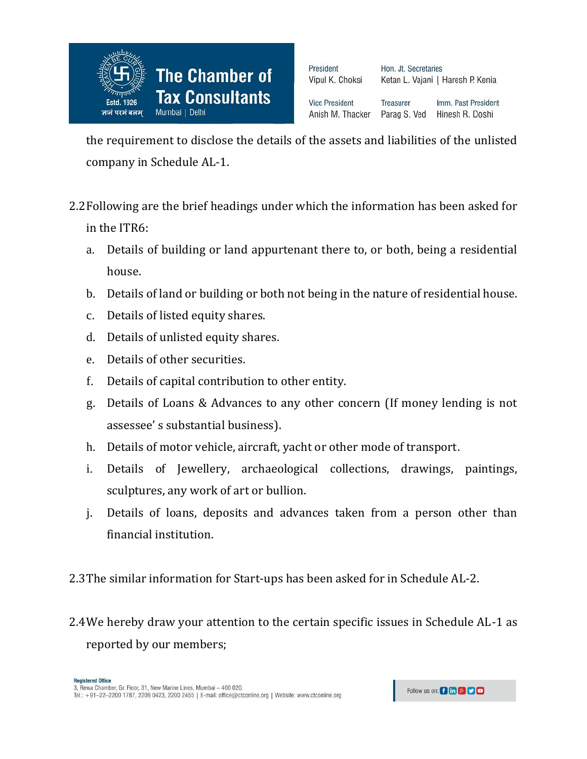the requirement to disclose the details of the assets and liabilities of the unlisted company in Schedule AL-1.

2.2 Following are the brief headings under which the information has been asked for in the ITR6:

a. Details of building or land appurtenant there to, or both, being a residential house.
b. Details of land or building or both not being in the nature of residential house.
c. Details of listed equity shares.
d. Details of unlisted equity shares.
e. Details of other securities.
f. Details of capital contribution to other entity.
g. Details of Loans & Advances to any other concern (If money lending is not assessee' s substantial business).
h. Details of motor vehicle, aircraft, yacht or other mode of transport.
i. Details of Jewellery, archaeological collections, drawings, paintings, sculptures, any work of art or bullion.
j. Details of loans, deposits and advances taken from a person other than financial institution.

2.3 The similar information for Start-ups has been asked for in Schedule AL-2.

2.4 We hereby draw your attention to the certain specific issues in Schedule AL-1 as reported by our members;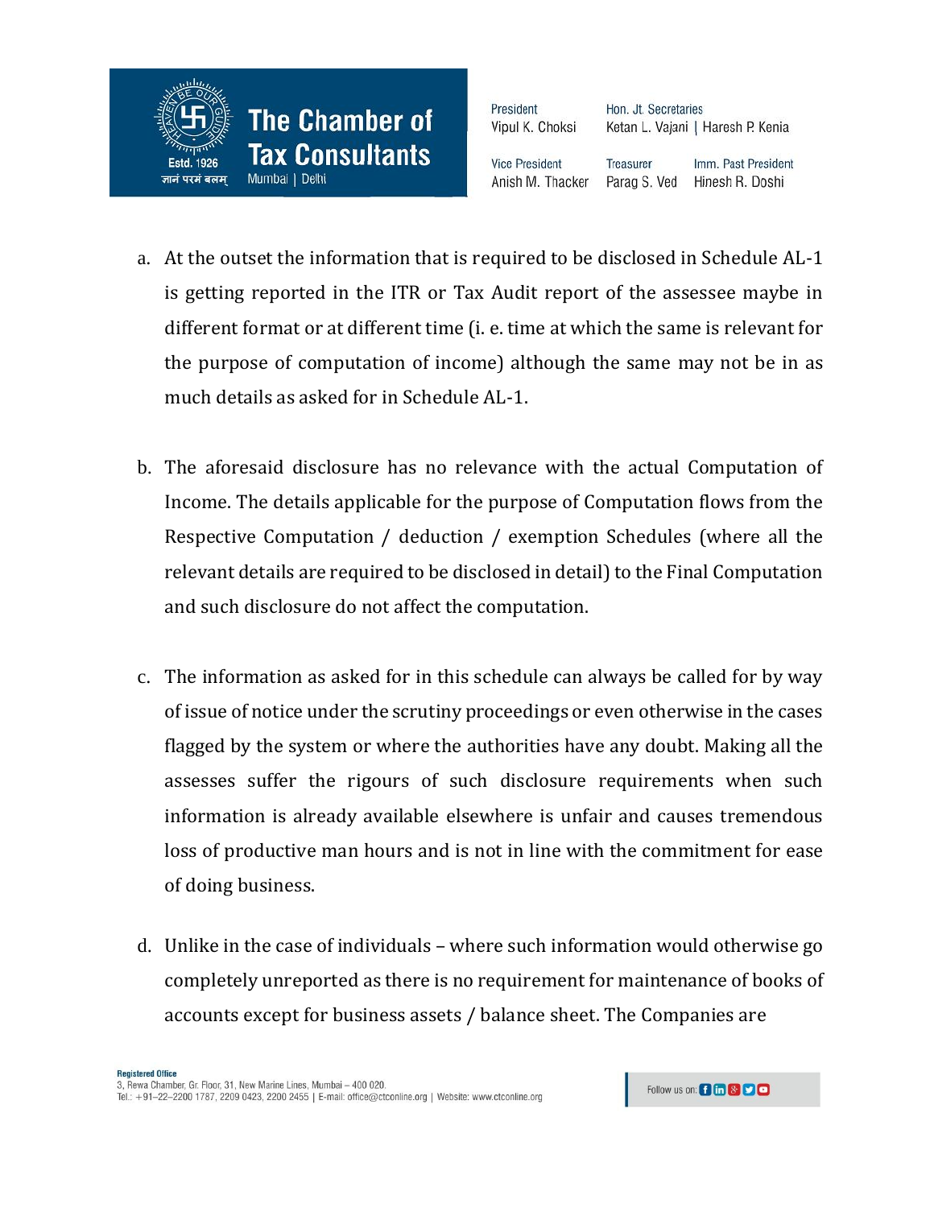a. At the outset the information that is required to be disclosed in Schedule AL-1 is getting reported in the ITR or Tax Audit report of the assessee maybe in different format or at different time (i. e. time at which the same is relevant for the purpose of computation of income) although the same may not be in as much details as asked for in Schedule AL-1.

b. The aforesaid disclosure has no relevance with the actual Computation of Income. The details applicable for the purpose of Computation flows from the Respective Computation / deduction / exemption Schedules (where all the relevant details are required to be disclosed in detail) to the Final Computation and such disclosure do not affect the computation.

c. The information as asked for in this schedule can always be called for by way of issue of notice under the scrutiny proceedings or even otherwise in the cases flagged by the system or where the authorities have any doubt. Making all the assesses suffer the rigours of such disclosure requirements when such information is already available elsewhere is unfair and causes tremendous loss of productive man hours and is not in line with the commitment for ease of doing business.

d. Unlike in the case of individuals – where such information would otherwise go completely unreported as there is no requirement for maintenance of books of accounts except for business assets / balance sheet. The Companies are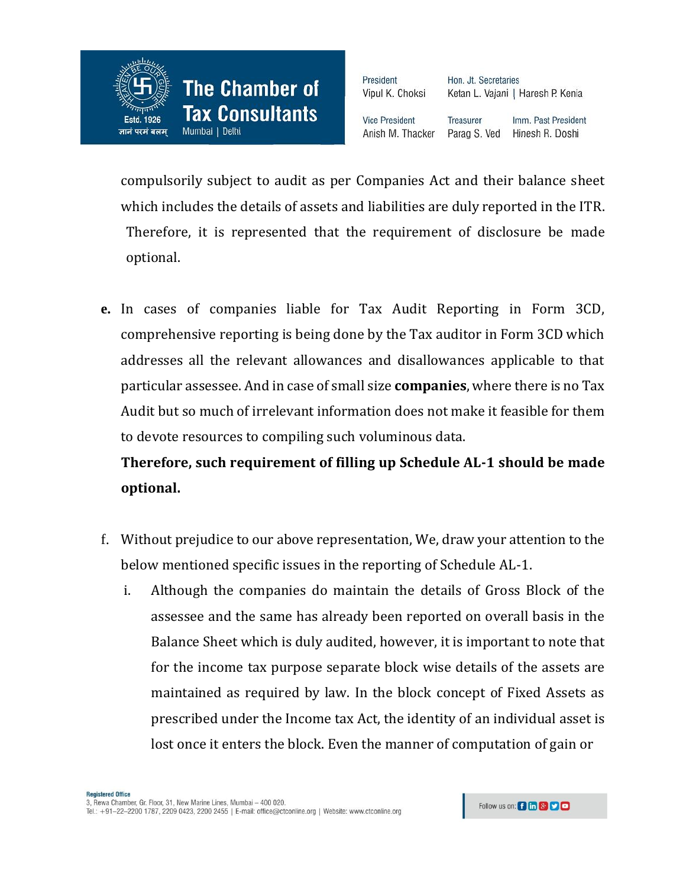compulsorily subject to audit as per Companies Act and their balance sheet which includes the details of assets and liabilities are duly reported in the ITR. Therefore, it is represented that the requirement of disclosure be made optional.

**e.** In cases of companies liable for Tax Audit Reporting in Form 3CD, comprehensive reporting is being done by the Tax auditor in Form 3CD which addresses all the relevant allowances and disallowances applicable to that particular assessee. And in case of small size **companies**, where there is no Tax Audit but so much of irrelevant information does not make it feasible for them to devote resources to compiling such voluminous data.

**Therefore, such requirement of filling up Schedule AL-1 should be made optional.**

f. Without prejudice to our above representation, We, draw your attention to the below mentioned specific issues in the reporting of Schedule AL-1.

   i. Although the companies do maintain the details of Gross Block of the assessee and the same has already been reported on overall basis in the Balance Sheet which is duly audited, however, it is important to note that for the income tax purpose separate block wise details of the assets are maintained as required by law. In the block concept of Fixed Assets as prescribed under the Income tax Act, the identity of an individual asset is lost once it enters the block. Even the manner of computation of gain or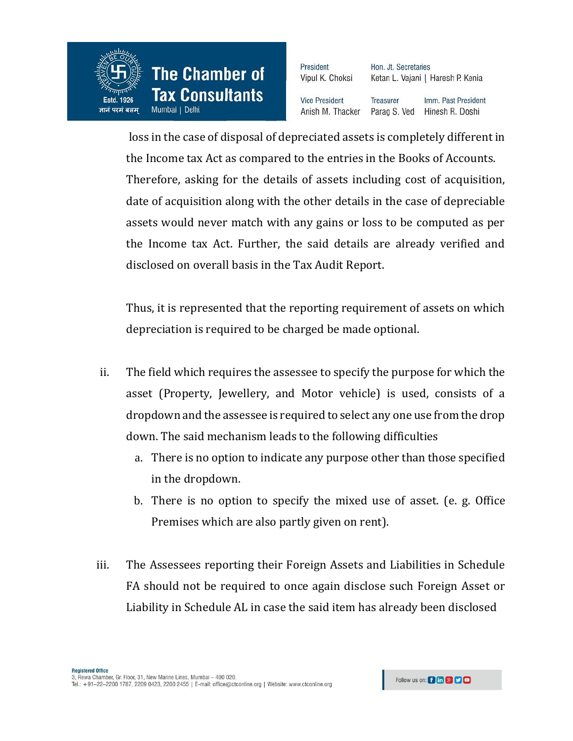loss in the case of disposal of depreciated assets is completely different in the Income tax Act as compared to the entries in the Books of Accounts. Therefore, asking for the details of assets including cost of acquisition, date of acquisition along with the other details in the case of depreciable assets would never match with any gains or loss to be computed as per the Income tax Act. Further, the said details are already verified and disclosed on overall basis in the Tax Audit Report.

Thus, it is represented that the reporting requirement of assets on which depreciation is required to be charged be made optional.

ii. The field which requires the assessee to specify the purpose for which the asset (Property, Jewellery, and Motor vehicle) is used, consists of a dropdown and the assessee is required to select any one use from the drop down. The said mechanism leads to the following difficulties
   a. There is no option to indicate any purpose other than those specified in the dropdown.
   b. There is no option to specify the mixed use of asset. (e. g. Office Premises which are also partly given on rent).

iii. The Assessees reporting their Foreign Assets and Liabilities in Schedule FA should not be required to once again disclose such Foreign Asset or Liability in Schedule AL in case the said item has already been disclosed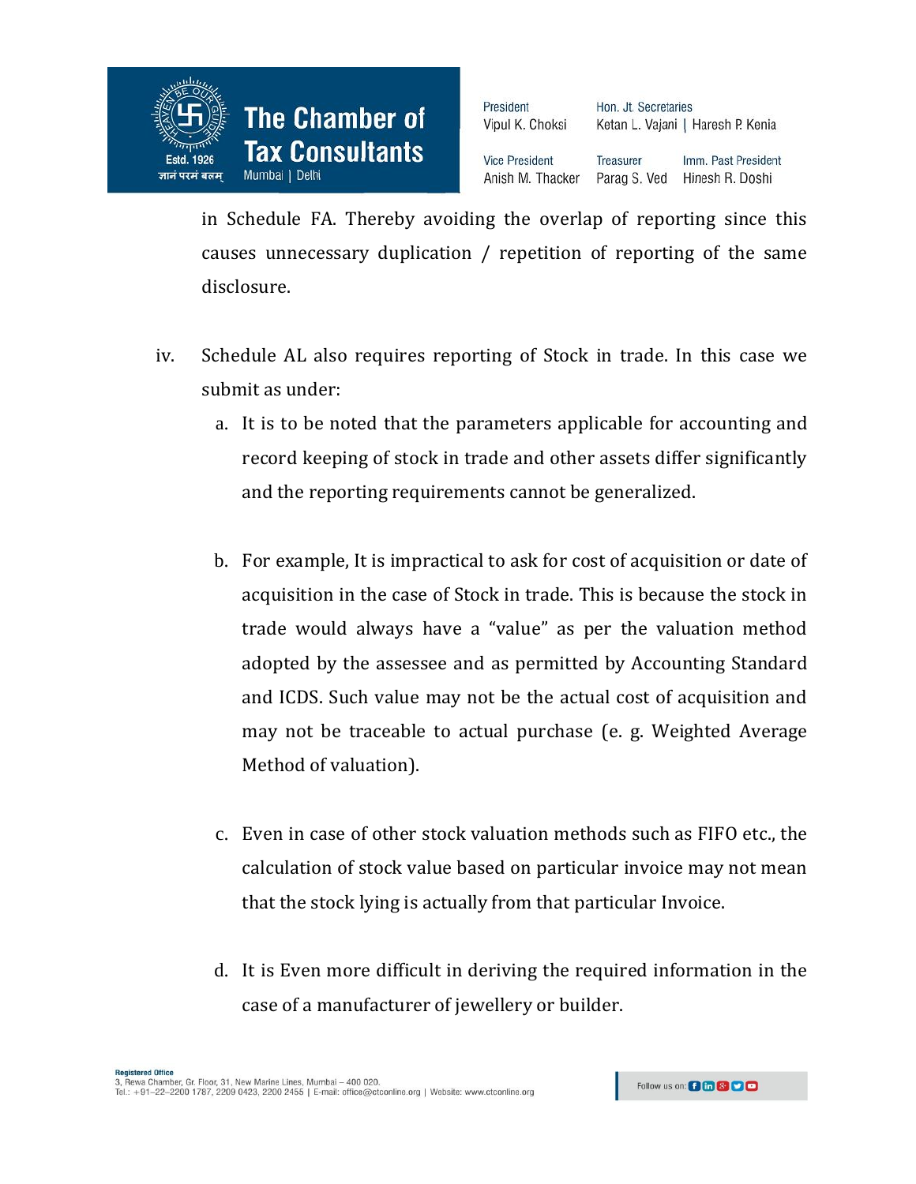in Schedule FA. Thereby avoiding the overlap of reporting since this causes unnecessary duplication / repetition of reporting of the same disclosure.

iv. Schedule AL also requires reporting of Stock in trade. In this case we submit as under:

   a. It is to be noted that the parameters applicable for accounting and record keeping of stock in trade and other assets differ significantly and the reporting requirements cannot be generalized.

   b. For example, It is impractical to ask for cost of acquisition or date of acquisition in the case of Stock in trade. This is because the stock in trade would always have a "value" as per the valuation method adopted by the assessee and as permitted by Accounting Standard and ICDS. Such value may not be the actual cost of acquisition and may not be traceable to actual purchase (e. g. Weighted Average Method of valuation).

   c. Even in case of other stock valuation methods such as FIFO etc., the calculation of stock value based on particular invoice may not mean that the stock lying is actually from that particular Invoice.

   d. It is Even more difficult in deriving the required information in the case of a manufacturer of jewellery or builder.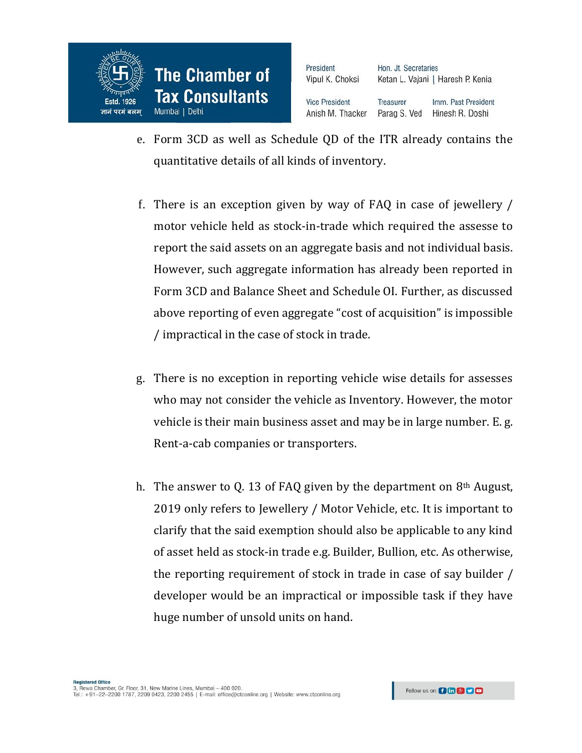e. Form 3CD as well as Schedule QD of the ITR already contains the quantitative details of all kinds of inventory.

f. There is an exception given by way of FAQ in case of jewellery / motor vehicle held as stock-in-trade which required the assesse to report the said assets on an aggregate basis and not individual basis. However, such aggregate information has already been reported in Form 3CD and Balance Sheet and Schedule OI. Further, as discussed above reporting of even aggregate "cost of acquisition" is impossible / impractical in the case of stock in trade.

g. There is no exception in reporting vehicle wise details for assesses who may not consider the vehicle as Inventory. However, the motor vehicle is their main business asset and may be in large number. E. g. Rent-a-cab companies or transporters.

h. The answer to Q. 13 of FAQ given by the department on 8th August, 2019 only refers to Jewellery / Motor Vehicle, etc. It is important to clarify that the said exemption should also be applicable to any kind of asset held as stock-in trade e.g. Builder, Bullion, etc. As otherwise, the reporting requirement of stock in trade in case of say builder / developer would be an impractical or impossible task if they have huge number of unsold units on hand.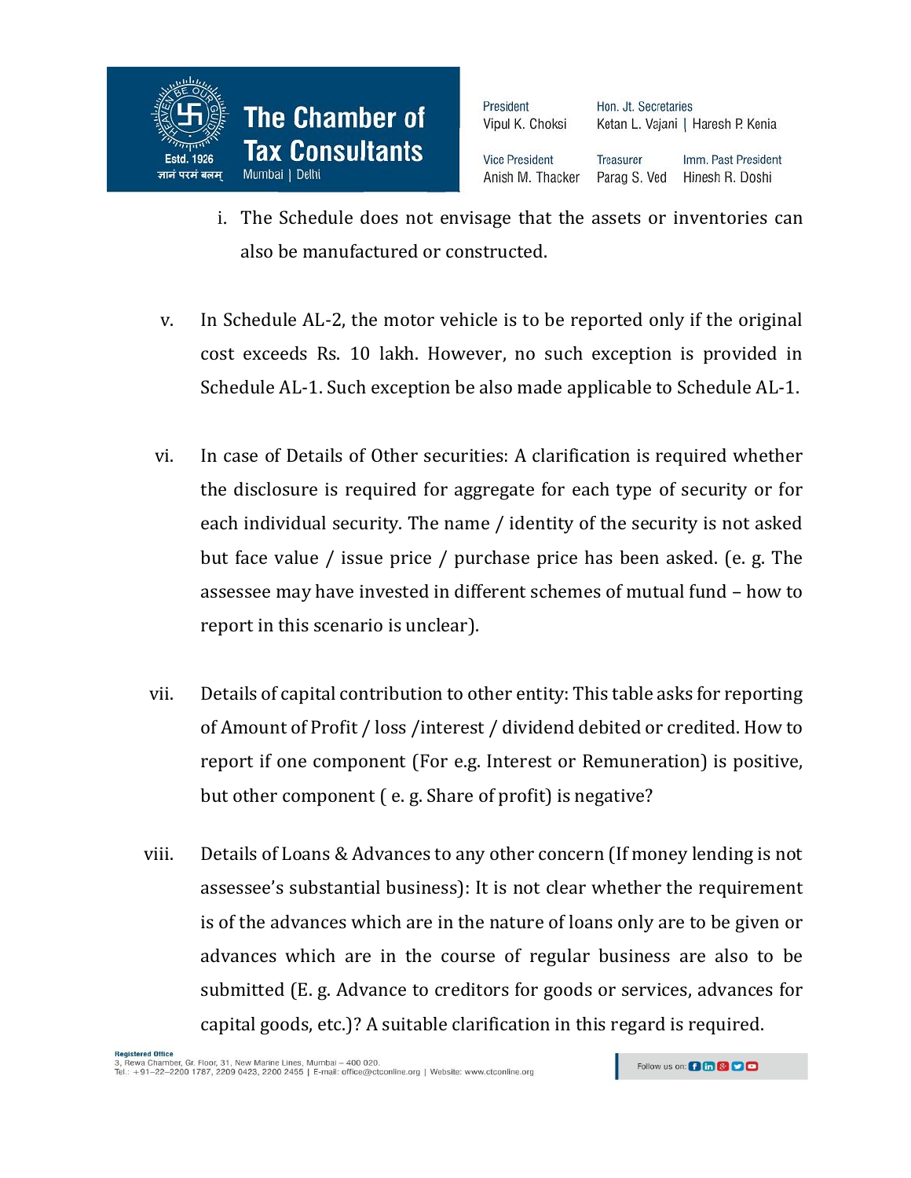i. The Schedule does not envisage that the assets or inventories can also be manufactured or constructed.

v. In Schedule AL-2, the motor vehicle is to be reported only if the original cost exceeds Rs. 10 lakh. However, no such exception is provided in Schedule AL-1. Such exception be also made applicable to Schedule AL-1.

vi. In case of Details of Other securities: A clarification is required whether the disclosure is required for aggregate for each type of security or for each individual security. The name / identity of the security is not asked but face value / issue price / purchase price has been asked. (e. g. The assessee may have invested in different schemes of mutual fund – how to report in this scenario is unclear).

vii. Details of capital contribution to other entity: This table asks for reporting of Amount of Profit / loss /interest / dividend debited or credited. How to report if one component (For e.g. Interest or Remuneration) is positive, but other component ( e. g. Share of profit) is negative?

viii. Details of Loans & Advances to any other concern (If money lending is not assessee's substantial business): It is not clear whether the requirement is of the advances which are in the nature of loans only are to be given or advances which are in the course of regular business are also to be submitted (E. g. Advance to creditors for goods or services, advances for capital goods, etc.)? A suitable clarification in this regard is required.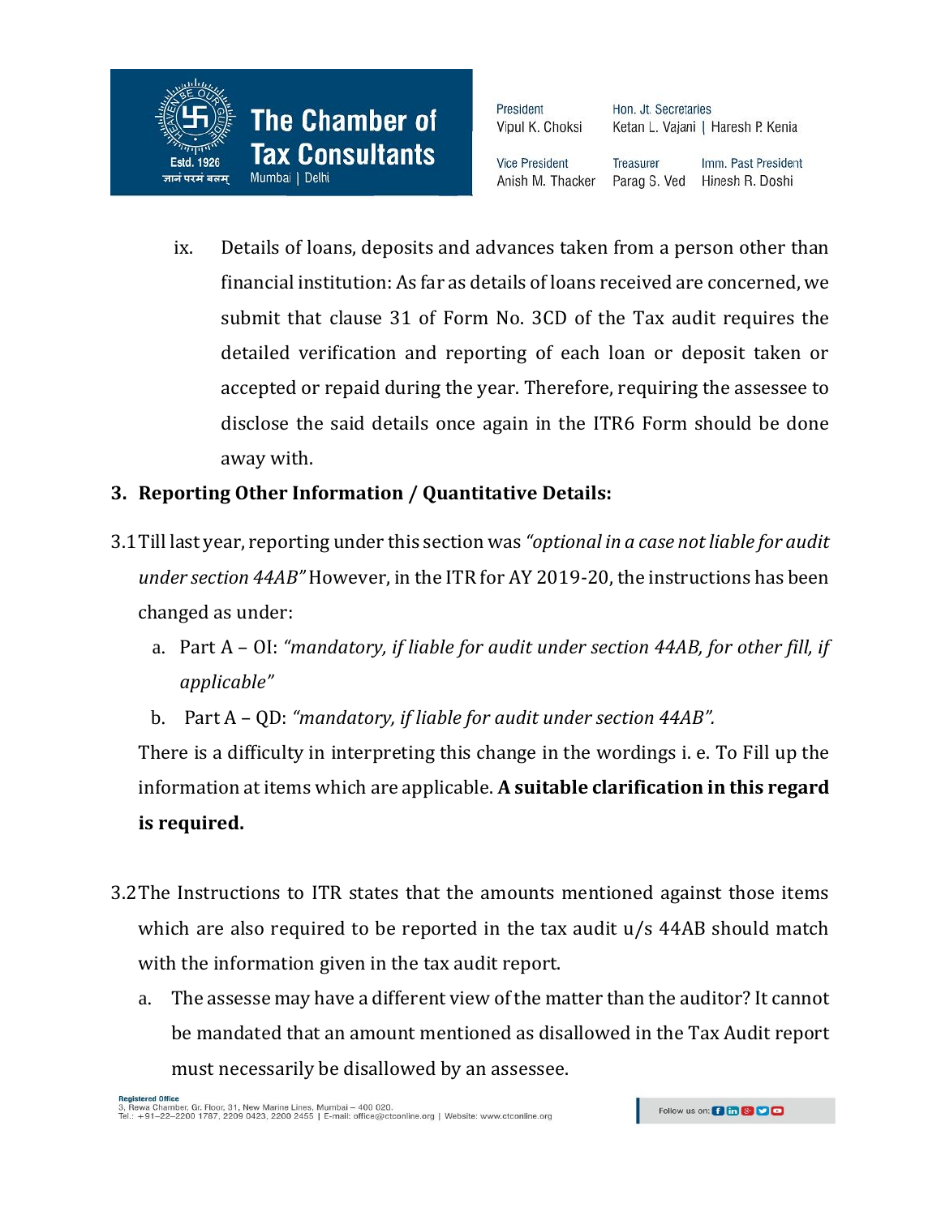ix. Details of loans, deposits and advances taken from a person other than financial institution: As far as details of loans received are concerned, we submit that clause 31 of Form No. 3CD of the Tax audit requires the detailed verification and reporting of each loan or deposit taken or accepted or repaid during the year. Therefore, requiring the assessee to disclose the said details once again in the ITR6 Form should be done away with.

### 3. Reporting Other Information / Quantitative Details:

3.1 Till last year, reporting under this section was *"optional in a case not liable for audit under section 44AB"* However, in the ITR for AY 2019-20, the instructions has been changed as under:

a. Part A – OI: *"mandatory, if liable for audit under section 44AB, for other fill, if applicable"*

b. Part A – QD: *"mandatory, if liable for audit under section 44AB".*

There is a difficulty in interpreting this change in the wordings i. e. To Fill up the information at items which are applicable. **A suitable clarification in this regard is required.**

3.2 The Instructions to ITR states that the amounts mentioned against those items which are also required to be reported in the tax audit u/s 44AB should match with the information given in the tax audit report.

a. The assesse may have a different view of the matter than the auditor? It cannot be mandated that an amount mentioned as disallowed in the Tax Audit report must necessarily be disallowed by an assessee.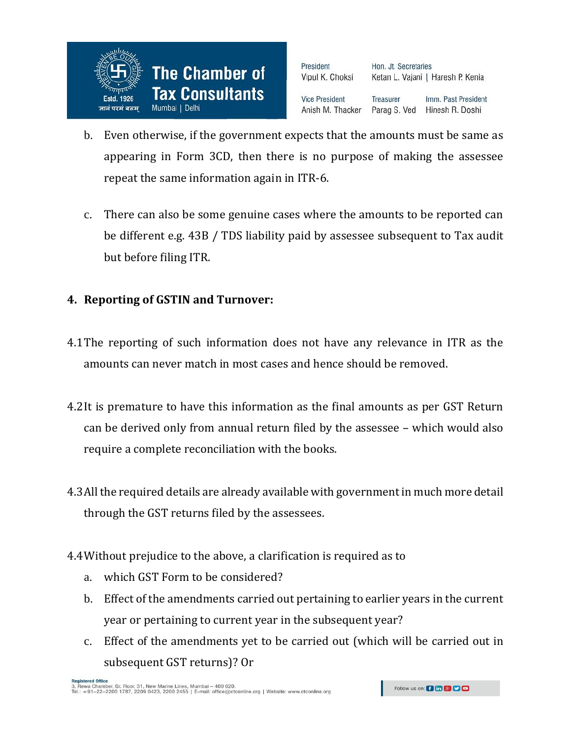b. Even otherwise, if the government expects that the amounts must be same as appearing in Form 3CD, then there is no purpose of making the assessee repeat the same information again in ITR-6.

c. There can also be some genuine cases where the amounts to be reported can be different e.g. 43B / TDS liability paid by assessee subsequent to Tax audit but before filing ITR.

## 4. Reporting of GSTIN and Turnover:

4.1 The reporting of such information does not have any relevance in ITR as the amounts can never match in most cases and hence should be removed.

4.2 It is premature to have this information as the final amounts as per GST Return can be derived only from annual return filed by the assessee – which would also require a complete reconciliation with the books.

4.3 All the required details are already available with government in much more detail through the GST returns filed by the assessees.

4.4 Without prejudice to the above, a clarification is required as to

a. which GST Form to be considered?

b. Effect of the amendments carried out pertaining to earlier years in the current year or pertaining to current year in the subsequent year?

c. Effect of the amendments yet to be carried out (which will be carried out in subsequent GST returns)? Or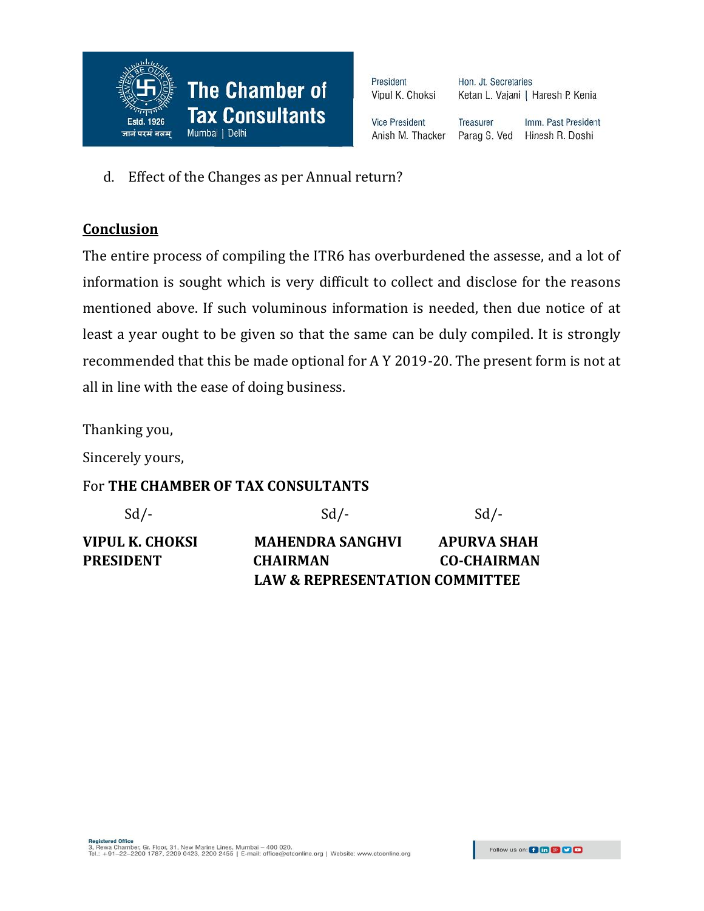d. Effect of the Changes as per Annual return?

**Conclusion**

The entire process of compiling the ITR6 has overburdened the assesse, and a lot of information is sought which is very difficult to collect and disclose for the reasons mentioned above. If such voluminous information is needed, then due notice of at least a year ought to be given so that the same can be duly compiled. It is strongly recommended that this be made optional for A Y 2019-20. The present form is not at all in line with the ease of doing business.

Thanking you,

Sincerely yours,

For **THE CHAMBER OF TAX CONSULTANTS**

| | | |
|---|---|---|
| Sd/- | Sd/- | Sd/- |
| **VIPUL K. CHOKSI** | **MAHENDRA SANGHVI** | **APURVA SHAH** |
| **PRESIDENT** | **CHAIRMAN** | **CO-CHAIRMAN** |
| | **LAW & REPRESENTATION COMMITTEE** | |